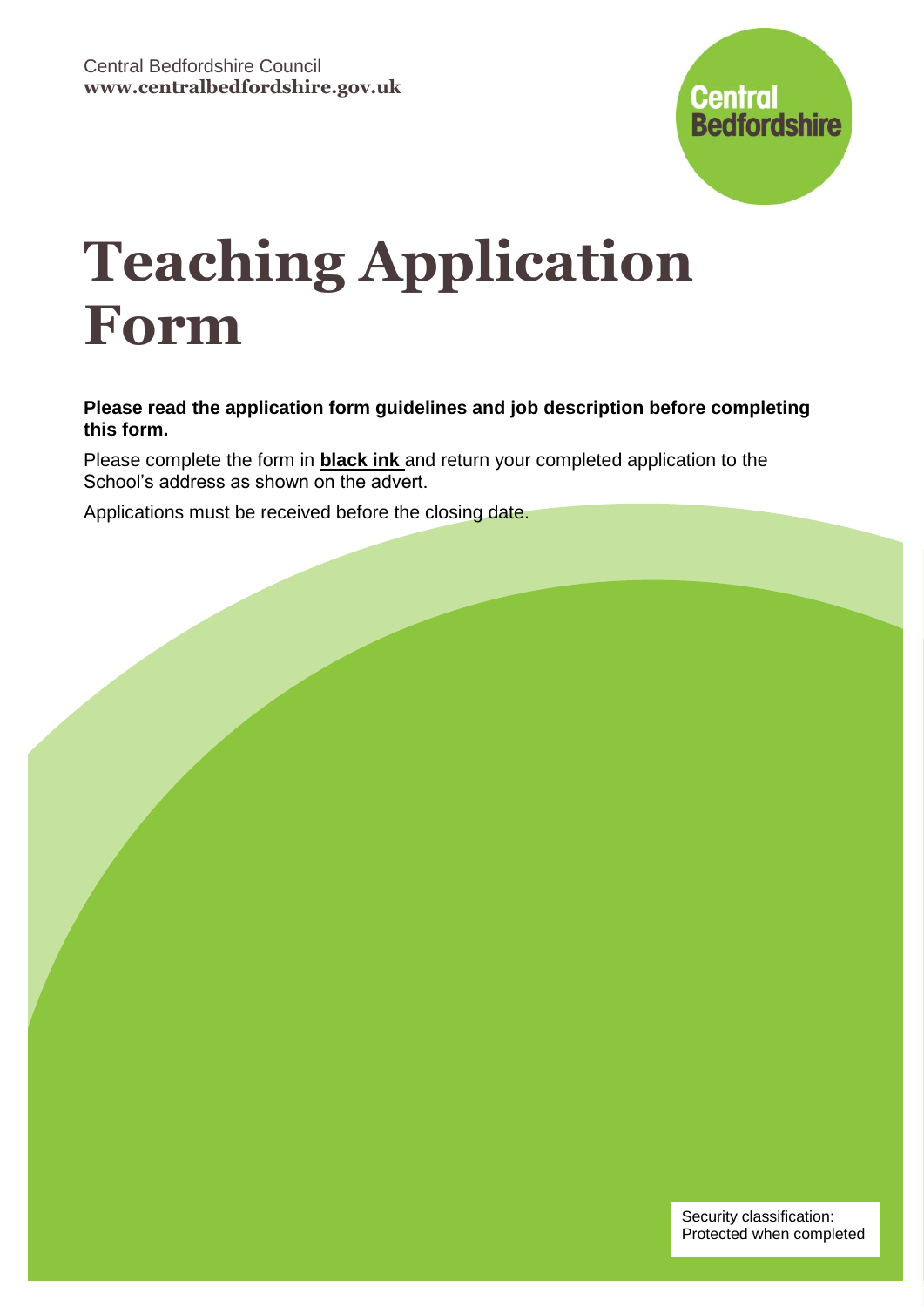Central Bedfordshire Council
**www.centralbedfordshire.gov.uk**

Central Bedfordshire

# Teaching Application Form

**Please read the application form guidelines and job description before completing this form.**

Please complete the form in **black ink** and return your completed application to the School's address as shown on the advert.

Applications must be received before the closing date.

Security classification:
Protected when completed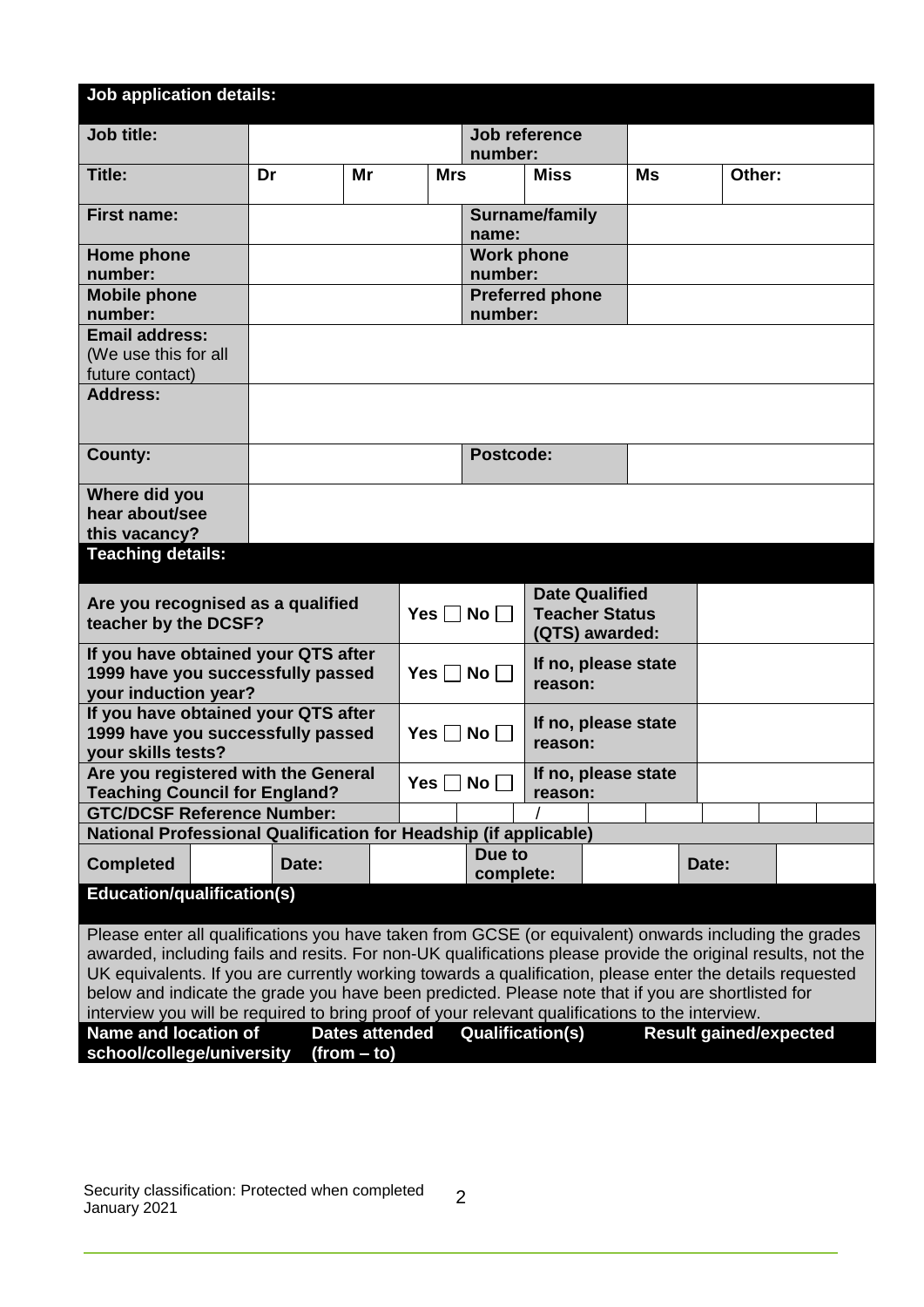## Job application details:

| Job title: | | Job reference number: | | | |
|---|---|---|---|---|---|
| **Title:** | Dr | Mr | Mrs | Miss | Ms | Other: |

| | | | |
|---|---|---|---|
| **First name:** | | **Surname/family name:** | |
| **Home phone number:** | | **Work phone number:** | |
| **Mobile phone number:** | | **Preferred phone number:** | |
| **Email address:** (We use this for all future contact) | | | |
| **Address:** | | | |
| **County:** | | **Postcode:** | |
| **Where did you hear about/see this vacancy?** | | | |

## Teaching details:

| | | | |
|---|---|---|---|
| **Are you recognised as a qualified teacher by the DCSF?** | Yes ☐ No ☐ | **Date Qualified Teacher Status (QTS) awarded:** | |
| **If you have obtained your QTS after 1999 have you successfully passed your induction year?** | Yes ☐ No ☐ | **If no, please state reason:** | |
| **If you have obtained your QTS after 1999 have you successfully passed your skills tests?** | Yes ☐ No ☐ | **If no, please state reason:** | |
| **Are you registered with the General Teaching Council for England?** | Yes ☐ No ☐ | **If no, please state reason:** | |
| **GTC/DCSF Reference Number:** | | / | |

**National Professional Qualification for Headship (if applicable)**

| **Completed** | | **Date:** | | **Due to complete:** | | **Date:** | |
|---|---|---|---|---|---|---|---|

## Education/qualification(s)

Please enter all qualifications you have taken from GCSE (or equivalent) onwards including the grades awarded, including fails and resits. For non-UK qualifications please provide the original results, not the UK equivalents. If you are currently working towards a qualification, please enter the details requested below and indicate the grade you have been predicted. Please note that if you are shortlisted for interview you will be required to bring proof of your relevant qualifications to the interview.

| Name and location of school/college/university | Dates attended (from – to) | Qualification(s) | Result gained/expected |
|---|---|---|---|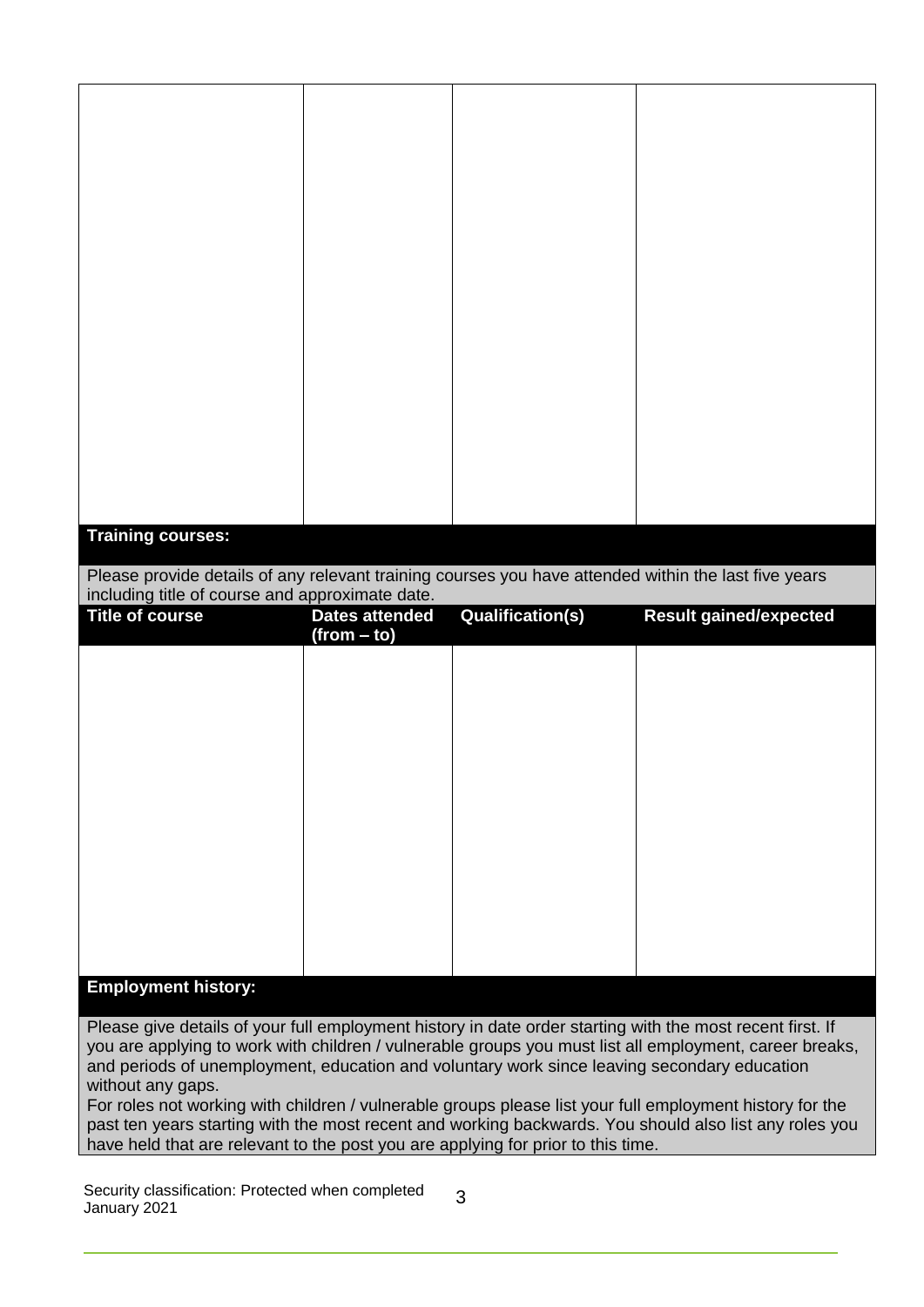| | | | |
|---|---|---|---|
| | | | |

**Training courses:**

Please provide details of any relevant training courses you have attended within the last five years including title of course and approximate date.

| Title of course | Dates attended (from – to) | Qualification(s) | Result gained/expected |
|---|---|---|---|
| | | | |

**Employment history:**

Please give details of your full employment history in date order starting with the most recent first. If you are applying to work with children / vulnerable groups you must list all employment, career breaks, and periods of unemployment, education and voluntary work since leaving secondary education without any gaps.

For roles not working with children / vulnerable groups please list your full employment history for the past ten years starting with the most recent and working backwards. You should also list any roles you have held that are relevant to the post you are applying for prior to this time.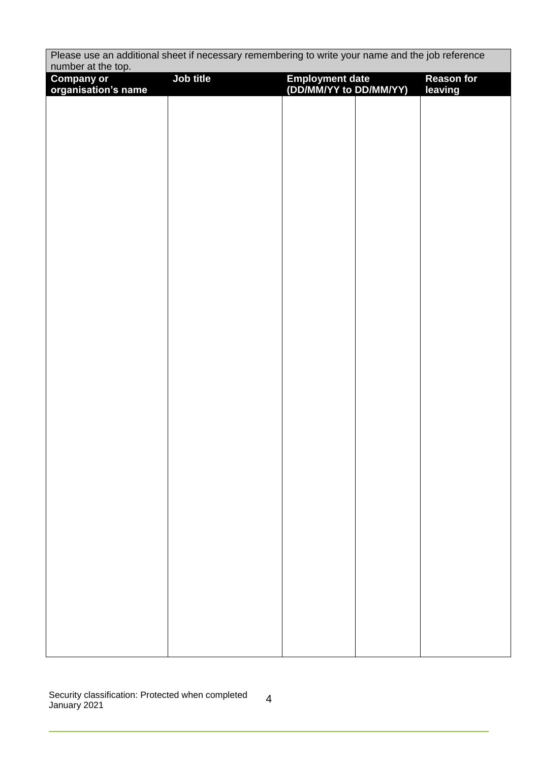Please use an additional sheet if necessary remembering to write your name and the job reference number at the top.

| Company or organisation's name | Job title | Employment date (DD/MM/YY to DD/MM/YY) | | Reason for leaving |
|---|---|---|---|---|
| | | | | |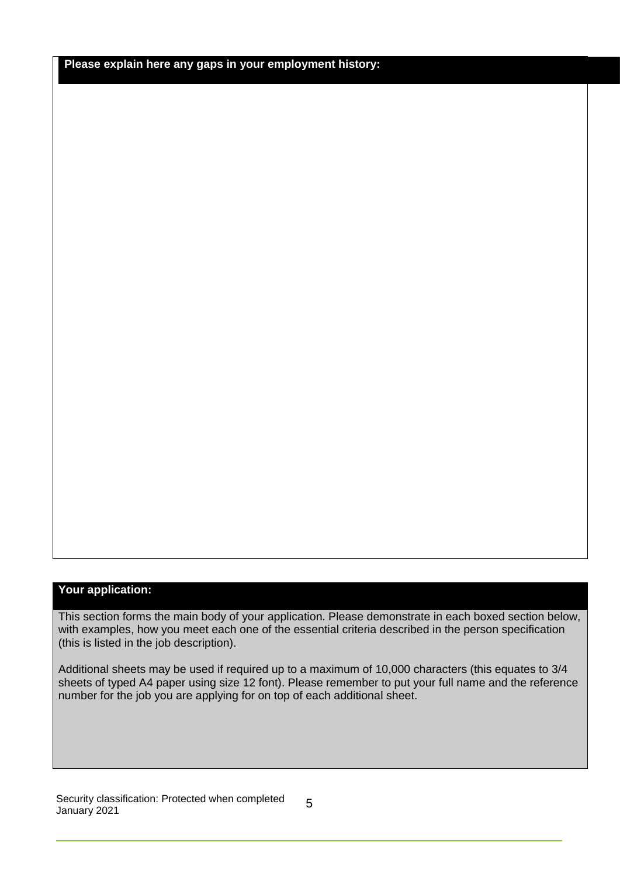**Please explain here any gaps in your employment history:**

**Your application:**

This section forms the main body of your application. Please demonstrate in each boxed section below, with examples, how you meet each one of the essential criteria described in the person specification (this is listed in the job description).

Additional sheets may be used if required up to a maximum of 10,000 characters (this equates to 3/4 sheets of typed A4 paper using size 12 font). Please remember to put your full name and the reference number for the job you are applying for on top of each additional sheet.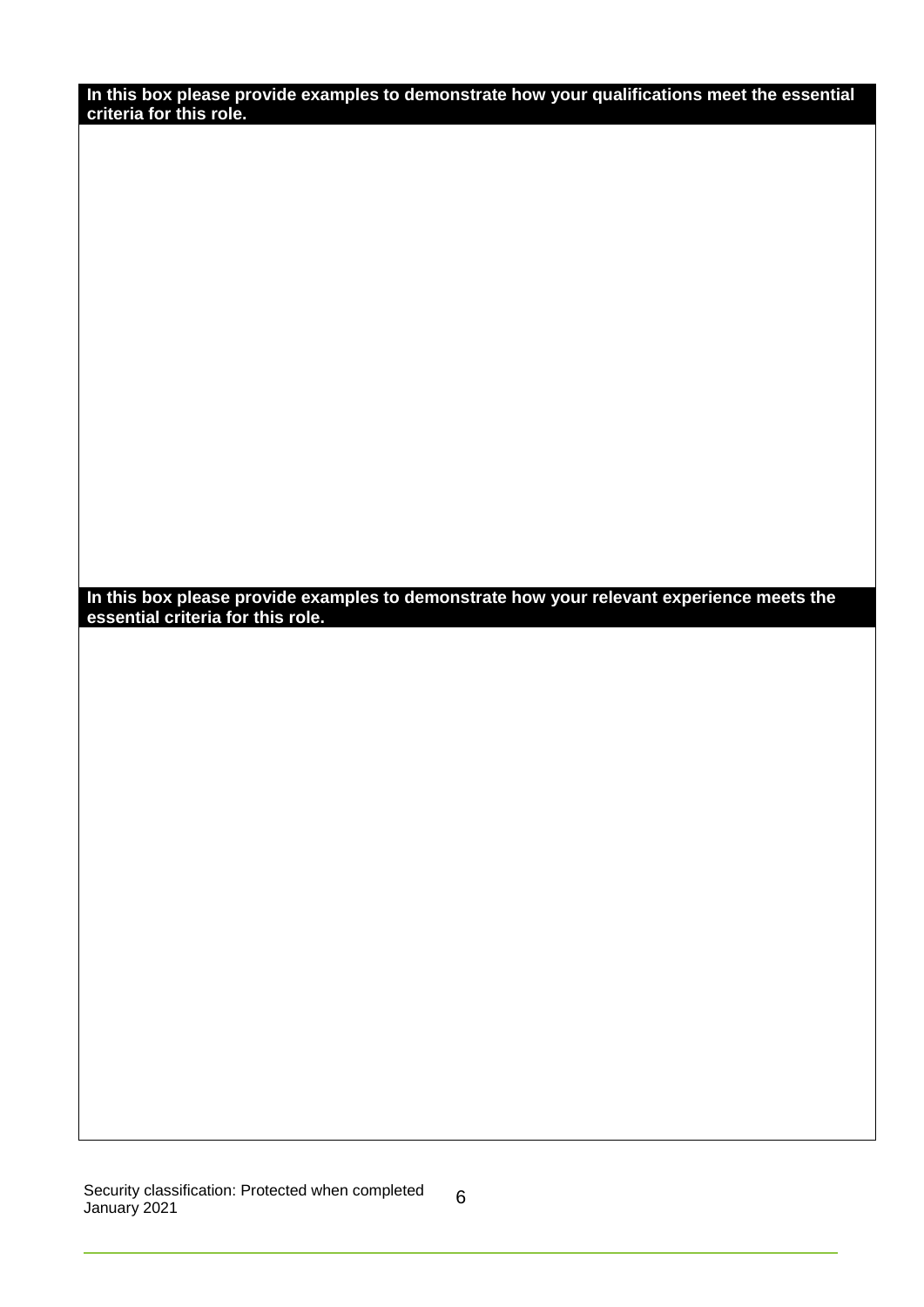**In this box please provide examples to demonstrate how your qualifications meet the essential criteria for this role.**

**In this box please provide examples to demonstrate how your relevant experience meets the essential criteria for this role.**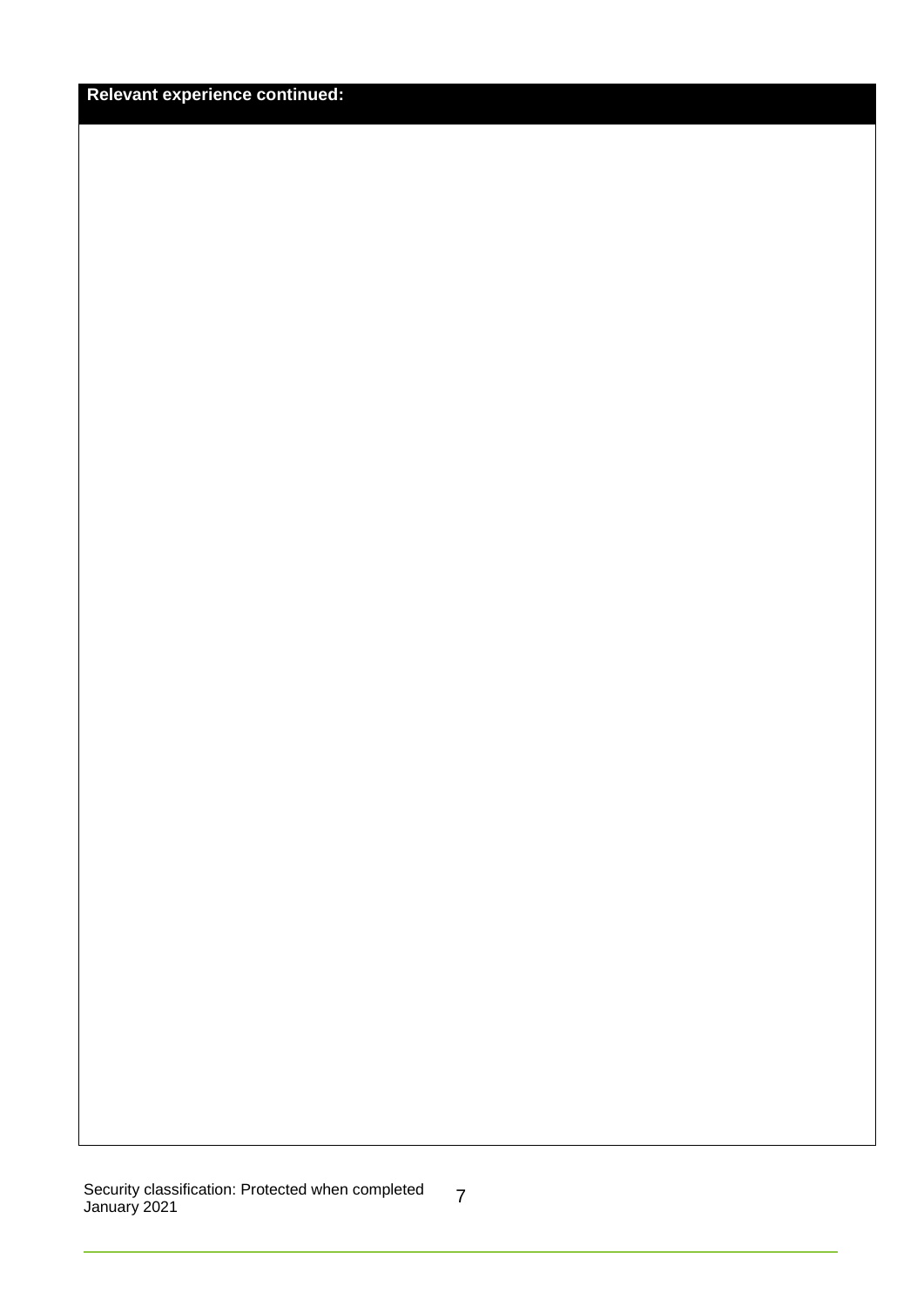**Relevant experience continued:**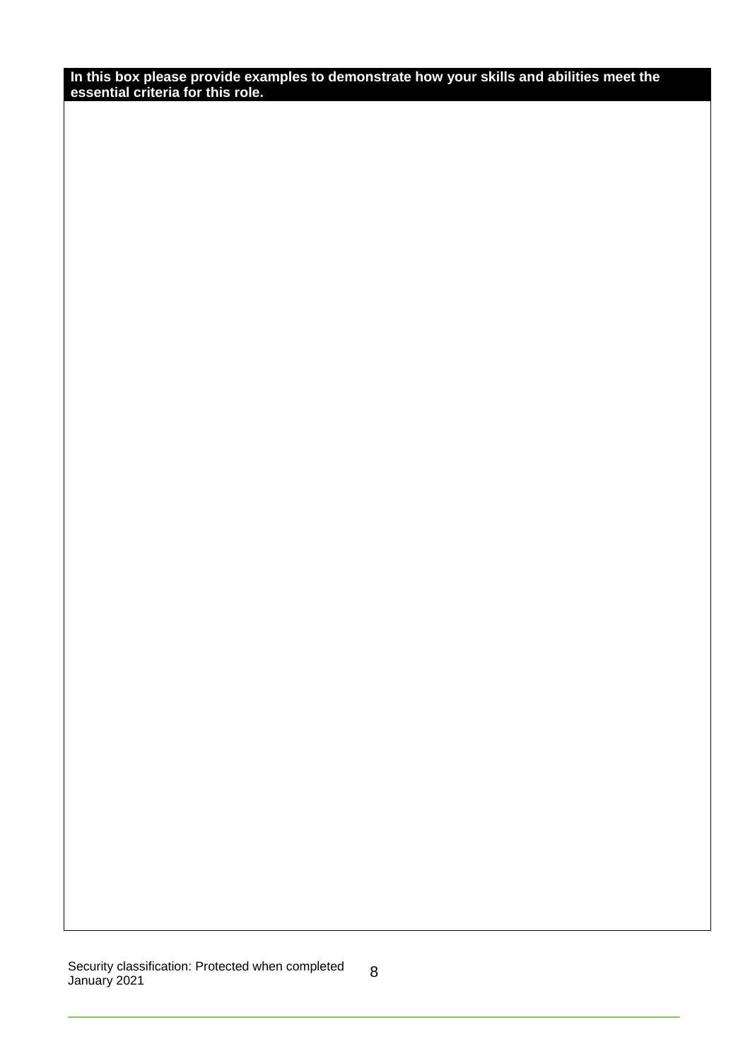**In this box please provide examples to demonstrate how your skills and abilities meet the essential criteria for this role.**

| |
|---|
| |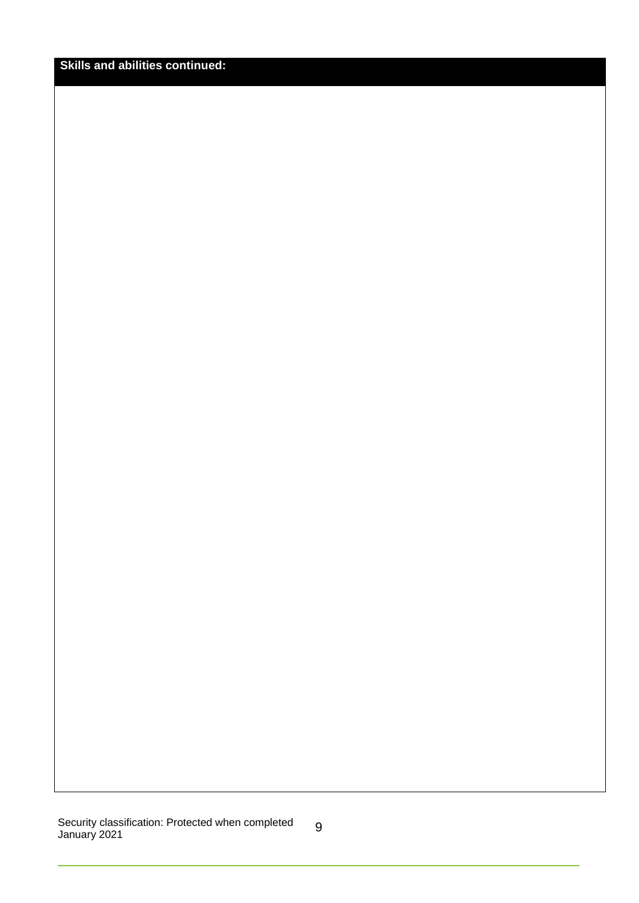**Skills and abilities continued:**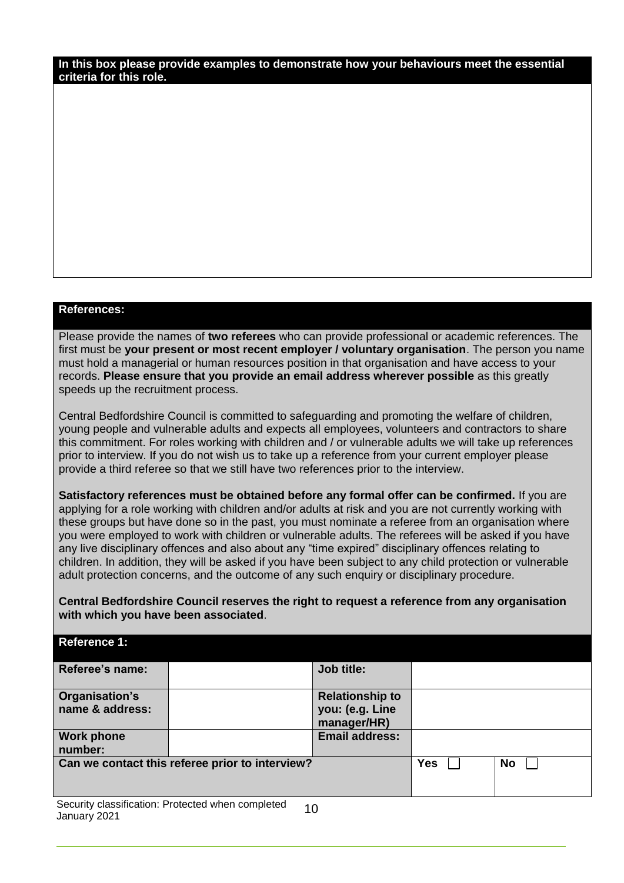**In this box please provide examples to demonstrate how your behaviours meet the essential criteria for this role.**

## References:

Please provide the names of **two referees** who can provide professional or academic references. The first must be **your present or most recent employer / voluntary organisation**. The person you name must hold a managerial or human resources position in that organisation and have access to your records. **Please ensure that you provide an email address wherever possible** as this greatly speeds up the recruitment process.

Central Bedfordshire Council is committed to safeguarding and promoting the welfare of children, young people and vulnerable adults and expects all employees, volunteers and contractors to share this commitment. For roles working with children and / or vulnerable adults we will take up references prior to interview. If you do not wish us to take up a reference from your current employer please provide a third referee so that we still have two references prior to the interview.

**Satisfactory references must be obtained before any formal offer can be confirmed.** If you are applying for a role working with children and/or adults at risk and you are not currently working with these groups but have done so in the past, you must nominate a referee from an organisation where you were employed to work with children or vulnerable adults. The referees will be asked if you have any live disciplinary offences and also about any "time expired" disciplinary offences relating to children. In addition, they will be asked if you have been subject to any child protection or vulnerable adult protection concerns, and the outcome of any such enquiry or disciplinary procedure.

**Central Bedfordshire Council reserves the right to request a reference from any organisation with which you have been associated**.

### Reference 1:

| **Referee's name:** | | **Job title:** | | |
|---|---|---|---|---|
| **Organisation's name & address:** | | **Relationship to you: (e.g. Line manager/HR)** | | |
| **Work phone number:** | | **Email address:** | | |
| **Can we contact this referee prior to interview?** | | | **Yes** ☐ | **No** ☐ |

Security classification: Protected when completed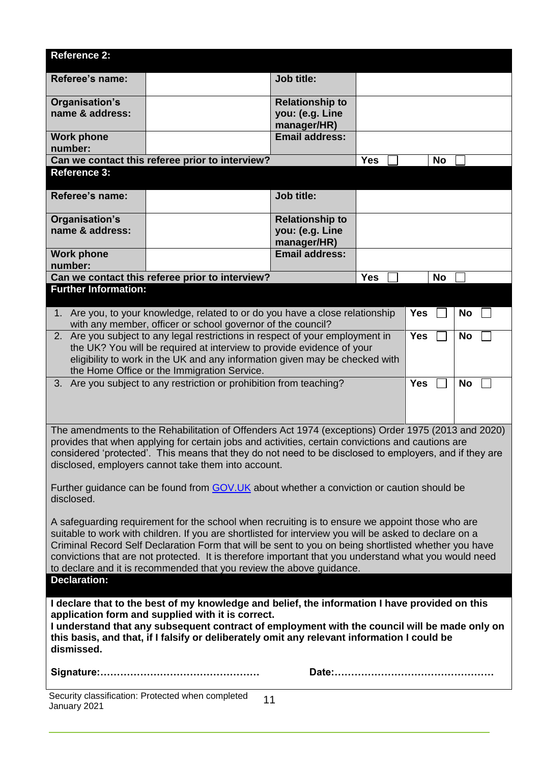## Reference 2:

| Referee's name: | | Job title: | |
|---|---|---|---|
| Organisation's name & address: | | Relationship to you: (e.g. Line manager/HR) | |
| Work phone number: | | Email address: | |
| Can we contact this referee prior to interview? | | Yes ☐ | No ☐ |

## Reference 3:

| Referee's name: | | Job title: | |
|---|---|---|---|
| Organisation's name & address: | | Relationship to you: (e.g. Line manager/HR) | |
| Work phone number: | | Email address: | |
| Can we contact this referee prior to interview? | | Yes ☐ | No ☐ |

## Further Information:

| Question | Yes | No |
|---|---|---|
| 1. Are you, to your knowledge, related to or do you have a close relationship with any member, officer or school governor of the council? | Yes ☐ | No ☐ |
| 2. Are you subject to any legal restrictions in respect of your employment in the UK? You will be required at interview to provide evidence of your eligibility to work in the UK and any information given may be checked with the Home Office or the Immigration Service. | Yes ☐ | No ☐ |
| 3. Are you subject to any restriction or prohibition from teaching? | Yes ☐ | No ☐ |

The amendments to the Rehabilitation of Offenders Act 1974 (exceptions) Order 1975 (2013 and 2020) provides that when applying for certain jobs and activities, certain convictions and cautions are considered 'protected'. This means that they do not need to be disclosed to employers, and if they are disclosed, employers cannot take them into account.

Further guidance can be found from GOV.UK about whether a conviction or caution should be disclosed.

A safeguarding requirement for the school when recruiting is to ensure we appoint those who are suitable to work with children. If you are shortlisted for interview you will be asked to declare on a Criminal Record Self Declaration Form that will be sent to you on being shortlisted whether you have convictions that are not protected. It is therefore important that you understand what you would need to declare and it is recommended that you review the above guidance.

## Declaration:

**I declare that to the best of my knowledge and belief, the information I have provided on this application form and supplied with it is correct.**
**I understand that any subsequent contract of employment with the council will be made only on this basis, and that, if I falsify or deliberately omit any relevant information I could be dismissed.**

**Signature:…………………………………………** **Date:…………………………………………**

Security classification: Protected when completed
January 2021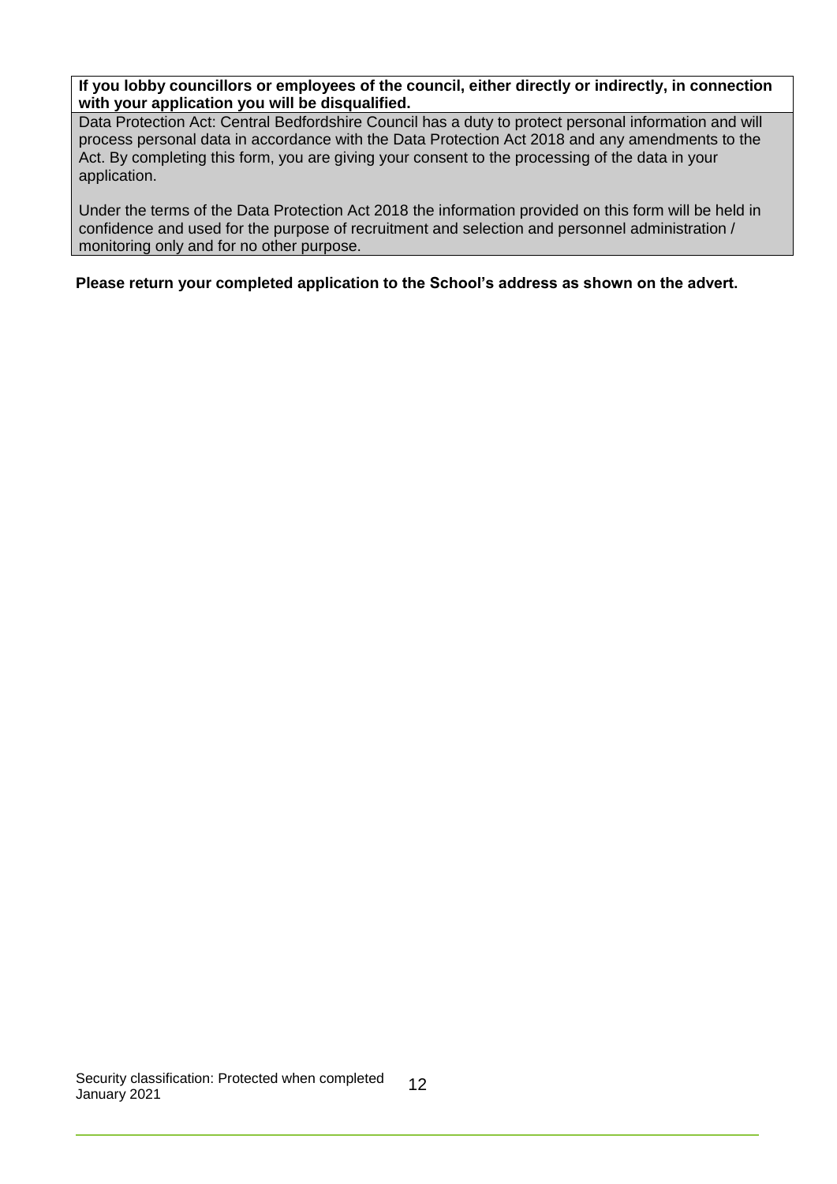**If you lobby councillors or employees of the council, either directly or indirectly, in connection with your application you will be disqualified.**

Data Protection Act: Central Bedfordshire Council has a duty to protect personal information and will process personal data in accordance with the Data Protection Act 2018 and any amendments to the Act. By completing this form, you are giving your consent to the processing of the data in your application.

Under the terms of the Data Protection Act 2018 the information provided on this form will be held in confidence and used for the purpose of recruitment and selection and personnel administration / monitoring only and for no other purpose.

**Please return your completed application to the School's address as shown on the advert.**